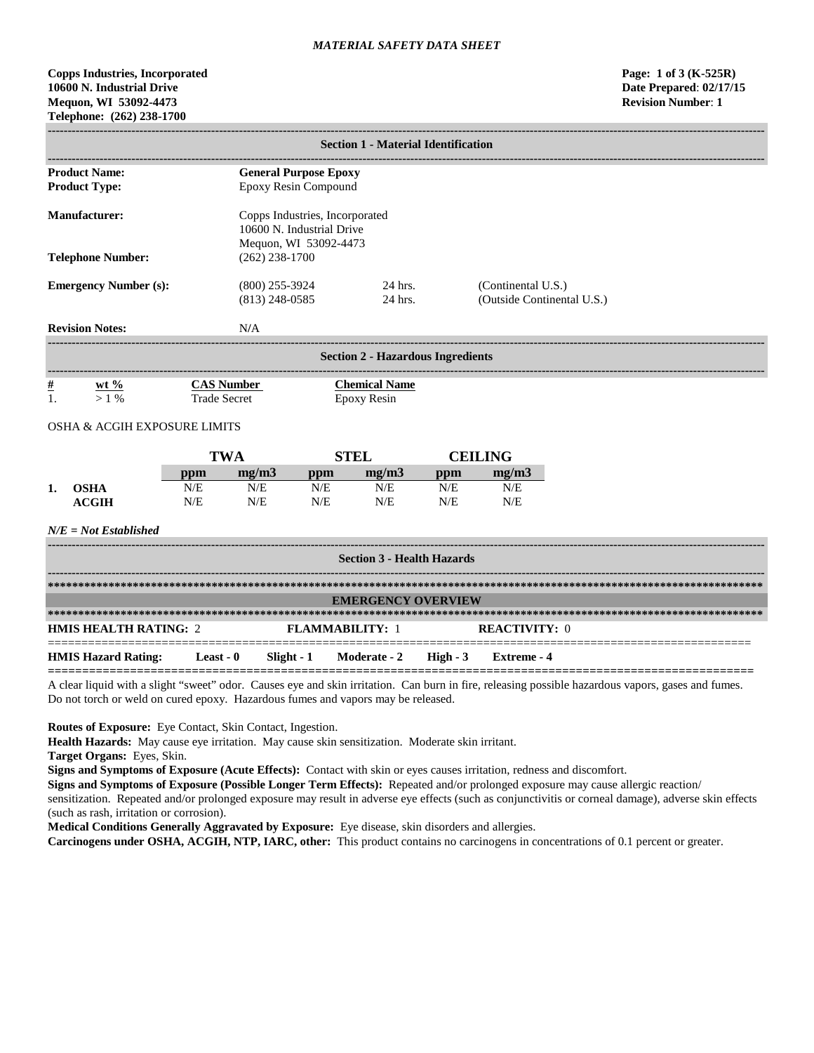*MATERIAL SAFETY DATA SHEET*

**Copps Industries, Incorporated**
**10600 N. Industrial Drive**
**Mequon, WI 53092-4473**
**Telephone: (262) 238-1700**

**Page: 1 of 3 (K-525R)**
**Date Prepared: 02/17/15**
**Revision Number: 1**

## Section 1 - Material Identification

**Product Name:** **General Purpose Epoxy**
**Product Type:** Epoxy Resin Compound

**Manufacturer:** Copps Industries, Incorporated
10600 N. Industrial Drive
Mequon, WI 53092-4473

**Telephone Number:** (262) 238-1700

**Emergency Number (s):**

| | | |
|---|---|---|
| (800) 255-3924 | 24 hrs. | (Continental U.S.) |
| (813) 248-0585 | 24 hrs. | (Outside Continental U.S.) |

**Revision Notes:** N/A

## Section 2 - Hazardous Ingredients

| # | wt % | CAS Number | Chemical Name |
|---|---|---|---|
| 1. | > 1 % | Trade Secret | Epoxy Resin |

OSHA & ACGIH EXPOSURE LIMITS

| | | TWA | | STEL | | CEILING | |
|---|---|---|---|---|---|---|---|
| | | ppm | mg/m3 | ppm | mg/m3 | ppm | mg/m3 |
| 1. | OSHA | N/E | N/E | N/E | N/E | N/E | N/E |
| | ACGIH | N/E | N/E | N/E | N/E | N/E | N/E |

***N/E = Not Established***

## Section 3 - Health Hazards

### EMERGENCY OVERVIEW

**HMIS HEALTH RATING:** 2 **FLAMMABILITY:** 1 **REACTIVITY:** 0

**HMIS Hazard Rating:** **Least - 0** **Slight - 1** **Moderate - 2** **High - 3** **Extreme - 4**

A clear liquid with a slight "sweet" odor. Causes eye and skin irritation. Can burn in fire, releasing possible hazardous vapors, gases and fumes. Do not torch or weld on cured epoxy. Hazardous fumes and vapors may be released.

**Routes of Exposure:** Eye Contact, Skin Contact, Ingestion.
**Health Hazards:** May cause eye irritation. May cause skin sensitization. Moderate skin irritant.
**Target Organs:** Eyes, Skin.
**Signs and Symptoms of Exposure (Acute Effects):** Contact with skin or eyes causes irritation, redness and discomfort.
**Signs and Symptoms of Exposure (Possible Longer Term Effects):** Repeated and/or prolonged exposure may cause allergic reaction/ sensitization. Repeated and/or prolonged exposure may result in adverse eye effects (such as conjunctivitis or corneal damage), adverse skin effects (such as rash, irritation or corrosion).
**Medical Conditions Generally Aggravated by Exposure:** Eye disease, skin disorders and allergies.
**Carcinogens under OSHA, ACGIH, NTP, IARC, other:** This product contains no carcinogens in concentrations of 0.1 percent or greater.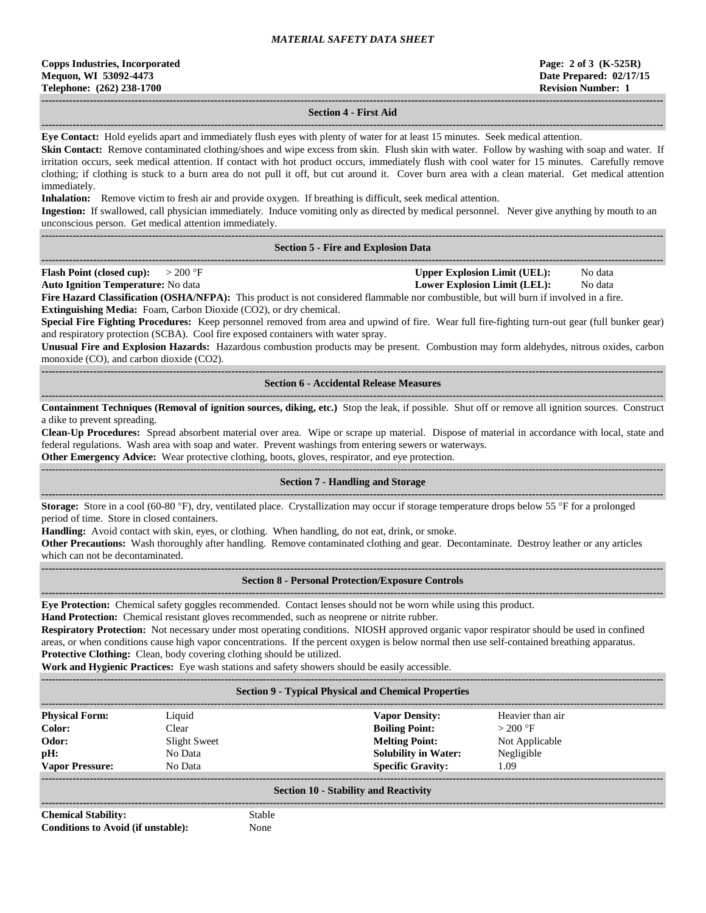## Section 4 - First Aid

**Eye Contact:** Hold eyelids apart and immediately flush eyes with plenty of water for at least 15 minutes. Seek medical attention.

**Skin Contact:** Remove contaminated clothing/shoes and wipe excess from skin. Flush skin with water. Follow by washing with soap and water. If irritation occurs, seek medical attention. If contact with hot product occurs, immediately flush with cool water for 15 minutes. Carefully remove clothing; if clothing is stuck to a burn area do not pull it off, but cut around it. Cover burn area with a clean material. Get medical attention immediately.

**Inhalation:** Remove victim to fresh air and provide oxygen. If breathing is difficult, seek medical attention.

**Ingestion:** If swallowed, call physician immediately. Induce vomiting only as directed by medical personnel. Never give anything by mouth to an unconscious person. Get medical attention immediately.

## Section 5 - Fire and Explosion Data

**Flash Point (closed cup):** > 200 °F
**Upper Explosion Limit (UEL):** No data
**Auto Ignition Temperature:** No data
**Lower Explosion Limit (LEL):** No data

**Fire Hazard Classification (OSHA/NFPA):** This product is not considered flammable nor combustible, but will burn if involved in a fire.

**Extinguishing Media:** Foam, Carbon Dioxide ($CO_2$), or dry chemical.

**Special Fire Fighting Procedures:** Keep personnel removed from area and upwind of fire. Wear full fire-fighting turn-out gear (full bunker gear) and respiratory protection (SCBA). Cool fire exposed containers with water spray.

**Unusual Fire and Explosion Hazards:** Hazardous combustion products may be present. Combustion may form aldehydes, nitrous oxides, carbon monoxide (CO), and carbon dioxide ($CO_2$).

## Section 6 - Accidental Release Measures

**Containment Techniques (Removal of ignition sources, diking, etc.)** Stop the leak, if possible. Shut off or remove all ignition sources. Construct a dike to prevent spreading.

**Clean-Up Procedures:** Spread absorbent material over area. Wipe or scrape up material. Dispose of material in accordance with local, state and federal regulations. Wash area with soap and water. Prevent washings from entering sewers or waterways.

**Other Emergency Advice:** Wear protective clothing, boots, gloves, respirator, and eye protection.

## Section 7 - Handling and Storage

**Storage:** Store in a cool (60-80 °F), dry, ventilated place. Crystallization may occur if storage temperature drops below 55 °F for a prolonged period of time. Store in closed containers.

**Handling:** Avoid contact with skin, eyes, or clothing. When handling, do not eat, drink, or smoke.

**Other Precautions:** Wash thoroughly after handling. Remove contaminated clothing and gear. Decontaminate. Destroy leather or any articles which can not be decontaminated.

## Section 8 - Personal Protection/Exposure Controls

**Eye Protection:** Chemical safety goggles recommended. Contact lenses should not be worn while using this product.

**Hand Protection:** Chemical resistant gloves recommended, such as neoprene or nitrite rubber.

**Respiratory Protection:** Not necessary under most operating conditions. NIOSH approved organic vapor respirator should be used in confined areas, or when conditions cause high vapor concentrations. If the percent oxygen is below normal then use self-contained breathing apparatus.

**Protective Clothing:** Clean, body covering clothing should be utilized.

**Work and Hygienic Practices:** Eye wash stations and safety showers should be easily accessible.

## Section 9 - Typical Physical and Chemical Properties

| | | | |
|---|---|---|---|
| **Physical Form:** | Liquid | **Vapor Density:** | Heavier than air |
| **Color:** | Clear | **Boiling Point:** | > 200 °F |
| **Odor:** | Slight Sweet | **Melting Point:** | Not Applicable |
| **pH:** | No Data | **Solubility in Water:** | Negligible |
| **Vapor Pressure:** | No Data | **Specific Gravity:** | 1.09 |

## Section 10 - Stability and Reactivity

**Chemical Stability:** Stable
**Conditions to Avoid (if unstable):** None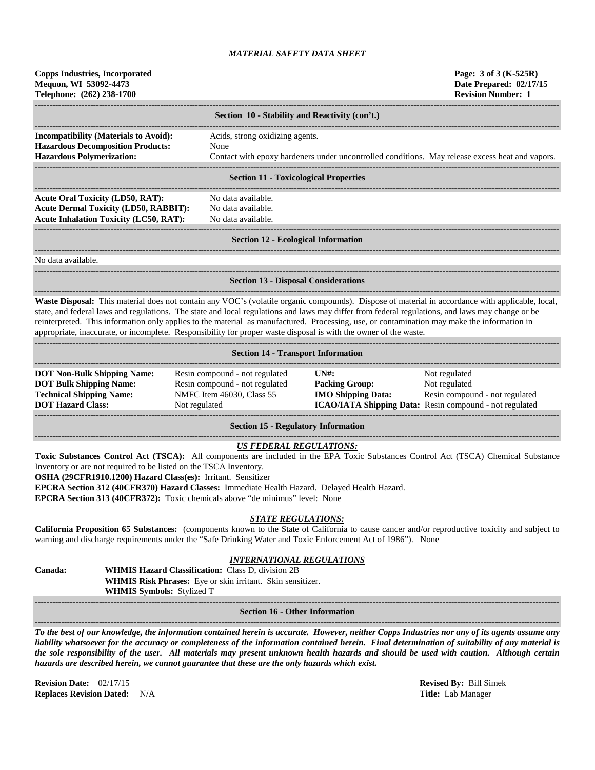*MATERIAL SAFETY DATA SHEET*

**Copps Industries, Incorporated**
**Mequon, WI 53092-4473**
**Telephone: (262) 238-1700**

**Page: 3 of 3 (K-525R)**
**Date Prepared: 02/17/15**
**Revision Number: 1**

## Section 10 - Stability and Reactivity (con't.)

**Incompatibility (Materials to Avoid):** Acids, strong oxidizing agents.
**Hazardous Decomposition Products:** None
**Hazardous Polymerization:** Contact with epoxy hardeners under uncontrolled conditions. May release excess heat and vapors.

## Section 11 - Toxicological Properties

**Acute Oral Toxicity (LD50, RAT):** No data available.
**Acute Dermal Toxicity (LD50, RABBIT):** No data available.
**Acute Inhalation Toxicity (LC50, RAT):** No data available.

## Section 12 - Ecological Information

No data available.

## Section 13 - Disposal Considerations

**Waste Disposal:** This material does not contain any VOC's (volatile organic compounds). Dispose of material in accordance with applicable, local, state, and federal laws and regulations. The state and local regulations and laws may differ from federal regulations, and laws may change or be reinterpreted. This information only applies to the material as manufactured. Processing, use, or contamination may make the information in appropriate, inaccurate, or incomplete. Responsibility for proper waste disposal is with the owner of the waste.

## Section 14 - Transport Information

| | | | |
|---|---|---|---|
| **DOT Non-Bulk Shipping Name:** | Resin compound - not regulated | **UN#:** | Not regulated |
| **DOT Bulk Shipping Name:** | Resin compound - not regulated | **Packing Group:** | Not regulated |
| **Technical Shipping Name:** | NMFC Item 46030, Class 55 | **IMO Shipping Data:** | Resin compound - not regulated |
| **DOT Hazard Class:** | Not regulated | **ICAO/IATA Shipping Data:** | Resin compound - not regulated |

## Section 15 - Regulatory Information

***US FEDERAL REGULATIONS:***

**Toxic Substances Control Act (TSCA):** All components are included in the EPA Toxic Substances Control Act (TSCA) Chemical Substance Inventory or are not required to be listed on the TSCA Inventory.
**OSHA (29CFR1910.1200) Hazard Class(es):** Irritant. Sensitizer
**EPCRA Section 312 (40CFR370) Hazard Classes:** Immediate Health Hazard. Delayed Health Hazard.
**EPCRA Section 313 (40CFR372):** Toxic chemicals above "de minimus" level: None

***STATE REGULATIONS:***

**California Proposition 65 Substances:** (components known to the State of California to cause cancer and/or reproductive toxicity and subject to warning and discharge requirements under the "Safe Drinking Water and Toxic Enforcement Act of 1986"). None

***INTERNATIONAL REGULATIONS***

**Canada:**
**WHMIS Hazard Classification:** Class D, division 2B
**WHMIS Risk Phrases:** Eye or skin irritant. Skin sensitizer.
**WHMIS Symbols:** Stylized T

## Section 16 - Other Information

***To the best of our knowledge, the information contained herein is accurate. However, neither Copps Industries nor any of its agents assume any liability whatsoever for the accuracy or completeness of the information contained herein. Final determination of suitability of any material is the sole responsibility of the user. All materials may present unknown health hazards and should be used with caution. Although certain hazards are described herein, we cannot guarantee that these are the only hazards which exist.***

**Revision Date:** 02/17/15
**Replaces Revision Dated:** N/A

**Revised By:** Bill Simek
**Title:** Lab Manager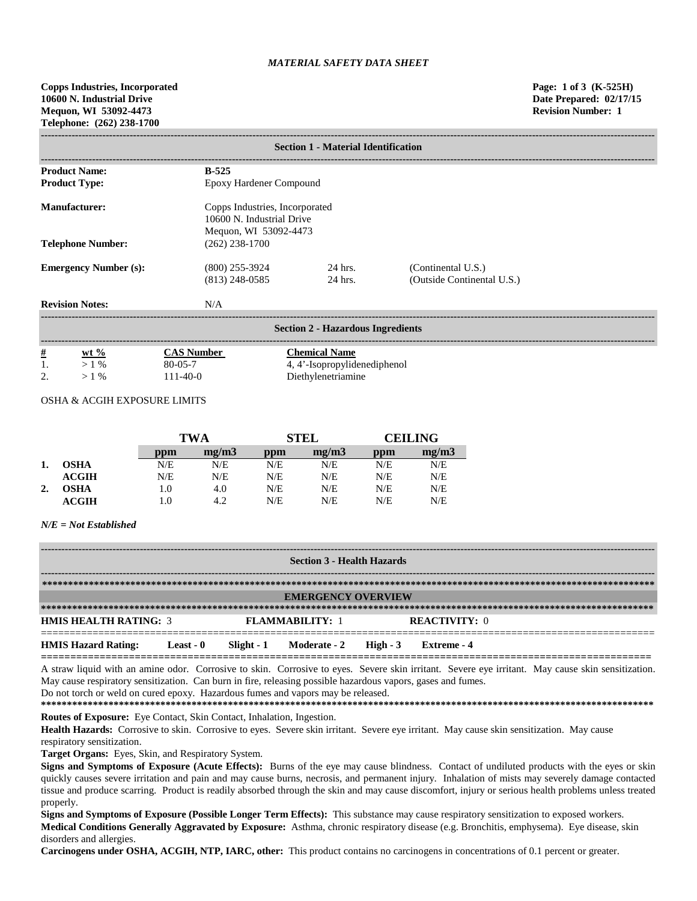*MATERIAL SAFETY DATA SHEET*

**Copps Industries, Incorporated**
**10600 N. Industrial Drive**
**Mequon, WI 53092-4473**
**Telephone: (262) 238-1700**

**Page: 1 of 3 (K-525H)**
**Date Prepared: 02/17/15**
**Revision Number: 1**

## Section 1 - Material Identification

| | | | |
|---|---|---|---|
| **Product Name:** | **B-525** | | |
| **Product Type:** | Epoxy Hardener Compound | | |
| **Manufacturer:** | Copps Industries, Incorporated<br>10600 N. Industrial Drive<br>Mequon, WI 53092-4473 | | |
| **Telephone Number:** | (262) 238-1700 | | |
| **Emergency Number (s):** | (800) 255-3924 | 24 hrs. | (Continental U.S.) |
| | (813) 248-0585 | 24 hrs. | (Outside Continental U.S.) |
| **Revision Notes:** | N/A | | |

## Section 2 - Hazardous Ingredients

| # | wt % | CAS Number | Chemical Name |
|---|---|---|---|
| 1. | > 1 % | 80-05-7 | 4, 4'-Isopropylidenediphenol |
| 2. | > 1 % | 111-40-0 | Diethylenetriamine |

OSHA & ACGIH EXPOSURE LIMITS

| | | TWA | | STEL | | CEILING | |
|---|---|---|---|---|---|---|---|
| | | ppm | mg/m3 | ppm | mg/m3 | ppm | mg/m3 |
| **1.** | **OSHA** | N/E | N/E | N/E | N/E | N/E | N/E |
| | **ACGIH** | N/E | N/E | N/E | N/E | N/E | N/E |
| **2.** | **OSHA** | 1.0 | 4.0 | N/E | N/E | N/E | N/E |
| | **ACGIH** | 1.0 | 4.2 | N/E | N/E | N/E | N/E |

***N/E = Not Established***

## Section 3 - Health Hazards

### EMERGENCY OVERVIEW

**HMIS HEALTH RATING:** 3 **FLAMMABILITY:** 1 **REACTIVITY:** 0

**HMIS Hazard Rating:** **Least - 0** **Slight - 1** **Moderate - 2** **High - 3** **Extreme - 4**

A straw liquid with an amine odor. Corrosive to skin. Corrosive to eyes. Severe skin irritant. Severe eye irritant. May cause skin sensitization. May cause respiratory sensitization. Can burn in fire, releasing possible hazardous vapors, gases and fumes.
Do not torch or weld on cured epoxy. Hazardous fumes and vapors may be released.

**Routes of Exposure:** Eye Contact, Skin Contact, Inhalation, Ingestion.

**Health Hazards:** Corrosive to skin. Corrosive to eyes. Severe skin irritant. Severe eye irritant. May cause skin sensitization. May cause respiratory sensitization.

**Target Organs:** Eyes, Skin, and Respiratory System.

**Signs and Symptoms of Exposure (Acute Effects):** Burns of the eye may cause blindness. Contact of undiluted products with the eyes or skin quickly causes severe irritation and pain and may cause burns, necrosis, and permanent injury. Inhalation of mists may severely damage contacted tissue and produce scarring. Product is readily absorbed through the skin and may cause discomfort, injury or serious health problems unless treated properly.

**Signs and Symptoms of Exposure (Possible Longer Term Effects):** This substance may cause respiratory sensitization to exposed workers.

**Medical Conditions Generally Aggravated by Exposure:** Asthma, chronic respiratory disease (e.g. Bronchitis, emphysema). Eye disease, skin disorders and allergies.

**Carcinogens under OSHA, ACGIH, NTP, IARC, other:** This product contains no carcinogens in concentrations of 0.1 percent or greater.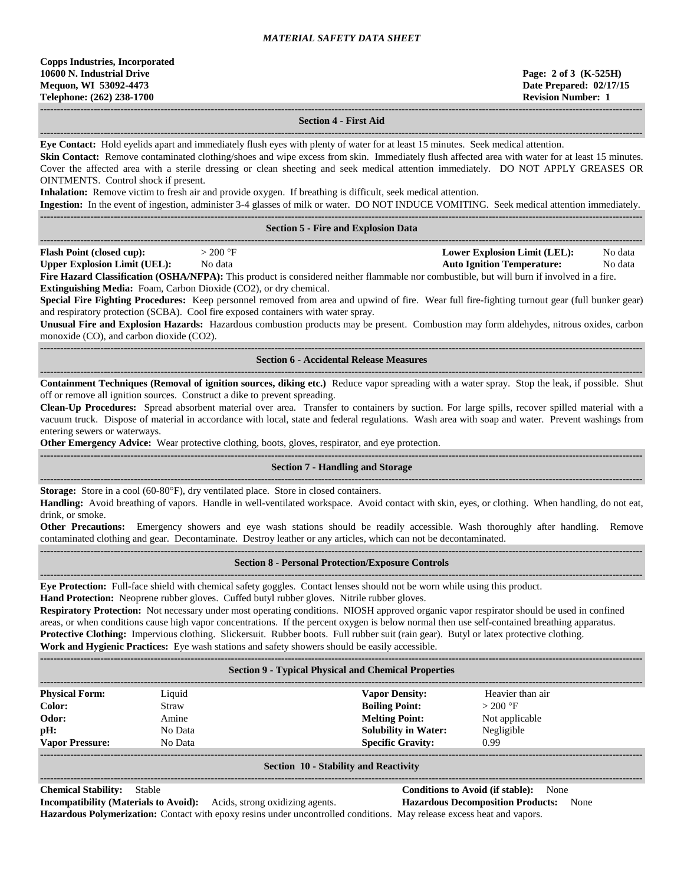## Section 4 - First Aid

**Eye Contact:** Hold eyelids apart and immediately flush eyes with plenty of water for at least 15 minutes. Seek medical attention.

**Skin Contact:** Remove contaminated clothing/shoes and wipe excess from skin. Immediately flush affected area with water for at least 15 minutes. Cover the affected area with a sterile dressing or clean sheeting and seek medical attention immediately. DO NOT APPLY GREASES OR OINTMENTS. Control shock if present.

**Inhalation:** Remove victim to fresh air and provide oxygen. If breathing is difficult, seek medical attention.

**Ingestion:** In the event of ingestion, administer 3-4 glasses of milk or water. DO NOT INDUCE VOMITING. Seek medical attention immediately.

## Section 5 - Fire and Explosion Data

| | | | |
|---|---|---|---|
| **Flash Point (closed cup):** | > 200 °F | **Lower Explosion Limit (LEL):** | No data |
| **Upper Explosion Limit (UEL):** | No data | **Auto Ignition Temperature:** | No data |

**Fire Hazard Classification (OSHA/NFPA):** This product is considered neither flammable nor combustible, but will burn if involved in a fire.

**Extinguishing Media:** Foam, Carbon Dioxide ($CO_2$), or dry chemical.

**Special Fire Fighting Procedures:** Keep personnel removed from area and upwind of fire. Wear full fire-fighting turnout gear (full bunker gear) and respiratory protection (SCBA). Cool fire exposed containers with water spray.

**Unusual Fire and Explosion Hazards:** Hazardous combustion products may be present. Combustion may form aldehydes, nitrous oxides, carbon monoxide (CO), and carbon dioxide ($CO_2$).

## Section 6 - Accidental Release Measures

**Containment Techniques (Removal of ignition sources, diking etc.)** Reduce vapor spreading with a water spray. Stop the leak, if possible. Shut off or remove all ignition sources. Construct a dike to prevent spreading.

**Clean-Up Procedures:** Spread absorbent material over area. Transfer to containers by suction. For large spills, recover spilled material with a vacuum truck. Dispose of material in accordance with local, state and federal regulations. Wash area with soap and water. Prevent washings from entering sewers or waterways.

**Other Emergency Advice:** Wear protective clothing, boots, gloves, respirator, and eye protection.

## Section 7 - Handling and Storage

**Storage:** Store in a cool (60-80°F), dry ventilated place. Store in closed containers.

**Handling:** Avoid breathing of vapors. Handle in well-ventilated workspace. Avoid contact with skin, eyes, or clothing. When handling, do not eat, drink, or smoke.

**Other Precautions:** Emergency showers and eye wash stations should be readily accessible. Wash thoroughly after handling. Remove contaminated clothing and gear. Decontaminate. Destroy leather or any articles, which can not be decontaminated.

## Section 8 - Personal Protection/Exposure Controls

**Eye Protection:** Full-face shield with chemical safety goggles. Contact lenses should not be worn while using this product.

**Hand Protection:** Neoprene rubber gloves. Cuffed butyl rubber gloves. Nitrile rubber gloves.

**Respiratory Protection:** Not necessary under most operating conditions. NIOSH approved organic vapor respirator should be used in confined areas, or when conditions cause high vapor concentrations. If the percent oxygen is below normal then use self-contained breathing apparatus.

**Protective Clothing:** Impervious clothing. Slickersuit. Rubber boots. Full rubber suit (rain gear). Butyl or latex protective clothing.

**Work and Hygienic Practices:** Eye wash stations and safety showers should be easily accessible.

## Section 9 - Typical Physical and Chemical Properties

| | | | |
|---|---|---|---|
| **Physical Form:** | Liquid | **Vapor Density:** | Heavier than air |
| **Color:** | Straw | **Boiling Point:** | > 200 °F |
| **Odor:** | Amine | **Melting Point:** | Not applicable |
| **pH:** | No Data | **Solubility in Water:** | Negligible |
| **Vapor Pressure:** | No Data | **Specific Gravity:** | 0.99 |

## Section 10 - Stability and Reactivity

**Chemical Stability:** Stable

**Conditions to Avoid (if stable):** None

**Incompatibility (Materials to Avoid):** Acids, strong oxidizing agents.

**Hazardous Decomposition Products:** None

**Hazardous Polymerization:** Contact with epoxy resins under uncontrolled conditions. May release excess heat and vapors.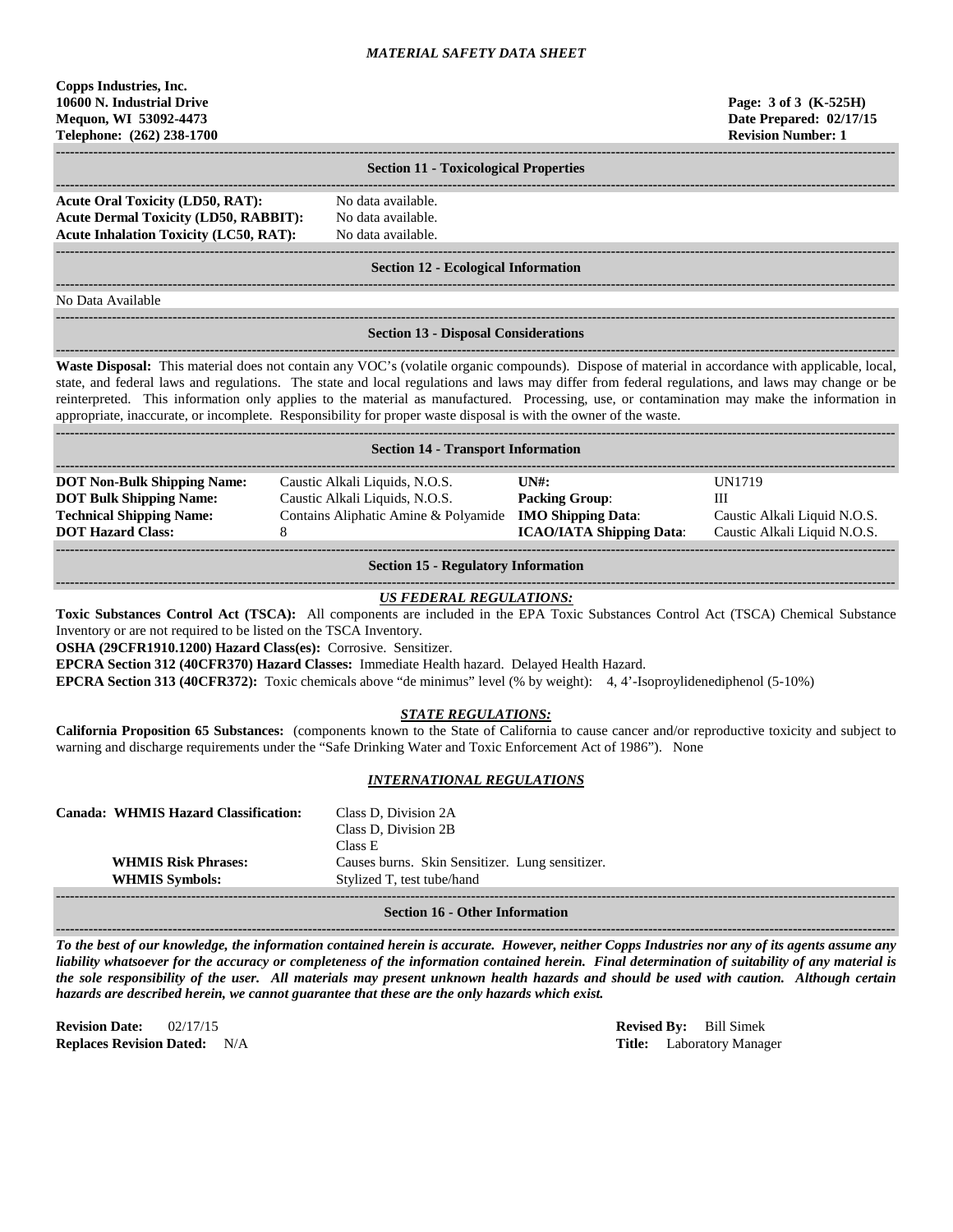## Section 11 - Toxicological Properties

| | |
|---|---|
| **Acute Oral Toxicity (LD50, RAT):** | No data available. |
| **Acute Dermal Toxicity (LD50, RABBIT):** | No data available. |
| **Acute Inhalation Toxicity (LC50, RAT):** | No data available. |

## Section 12 - Ecological Information

No Data Available

## Section 13 - Disposal Considerations

**Waste Disposal:** This material does not contain any VOC's (volatile organic compounds). Dispose of material in accordance with applicable, local, state, and federal laws and regulations. The state and local regulations and laws may differ from federal regulations, and laws may change or be reinterpreted. This information only applies to the material as manufactured. Processing, use, or contamination may make the information in appropriate, inaccurate, or incomplete. Responsibility for proper waste disposal is with the owner of the waste.

## Section 14 - Transport Information

| | | | |
|---|---|---|---|
| **DOT Non-Bulk Shipping Name:** | Caustic Alkali Liquids, N.O.S. | **UN#:** | UN1719 |
| **DOT Bulk Shipping Name:** | Caustic Alkali Liquids, N.O.S. | **Packing Group:** | III |
| **Technical Shipping Name:** | Contains Aliphatic Amine & Polyamide | **IMO Shipping Data:** | Caustic Alkali Liquid N.O.S. |
| **DOT Hazard Class:** | 8 | **ICAO/IATA Shipping Data:** | Caustic Alkali Liquid N.O.S. |

## Section 15 - Regulatory Information

### *US FEDERAL REGULATIONS:*

**Toxic Substances Control Act (TSCA):** All components are included in the EPA Toxic Substances Control Act (TSCA) Chemical Substance Inventory or are not required to be listed on the TSCA Inventory.

**OSHA (29CFR1910.1200) Hazard Class(es):** Corrosive. Sensitizer.

**EPCRA Section 312 (40CFR370) Hazard Classes:** Immediate Health hazard. Delayed Health Hazard.

**EPCRA Section 313 (40CFR372):** Toxic chemicals above "de minimus" level (% by weight): 4, 4'-Isoproylidenediphenol (5-10%)

### *STATE REGULATIONS:*

**California Proposition 65 Substances:** (components known to the State of California to cause cancer and/or reproductive toxicity and subject to warning and discharge requirements under the "Safe Drinking Water and Toxic Enforcement Act of 1986"). None

### *INTERNATIONAL REGULATIONS*

| | |
|---|---|
| **Canada: WHMIS Hazard Classification:** | Class D, Division 2A<br>Class D, Division 2B<br>Class E |
| **WHMIS Risk Phrases:** | Causes burns. Skin Sensitizer. Lung sensitizer. |
| **WHMIS Symbols:** | Stylized T, test tube/hand |

## Section 16 - Other Information

***To the best of our knowledge, the information contained herein is accurate. However, neither Copps Industries nor any of its agents assume any liability whatsoever for the accuracy or completeness of the information contained herein. Final determination of suitability of any material is the sole responsibility of the user. All materials may present unknown health hazards and should be used with caution. Although certain hazards are described herein, we cannot guarantee that these are the only hazards which exist.***

**Revision Date:** 02/17/15
**Replaces Revision Dated:** N/A

**Revised By:** Bill Simek
**Title:** Laboratory Manager